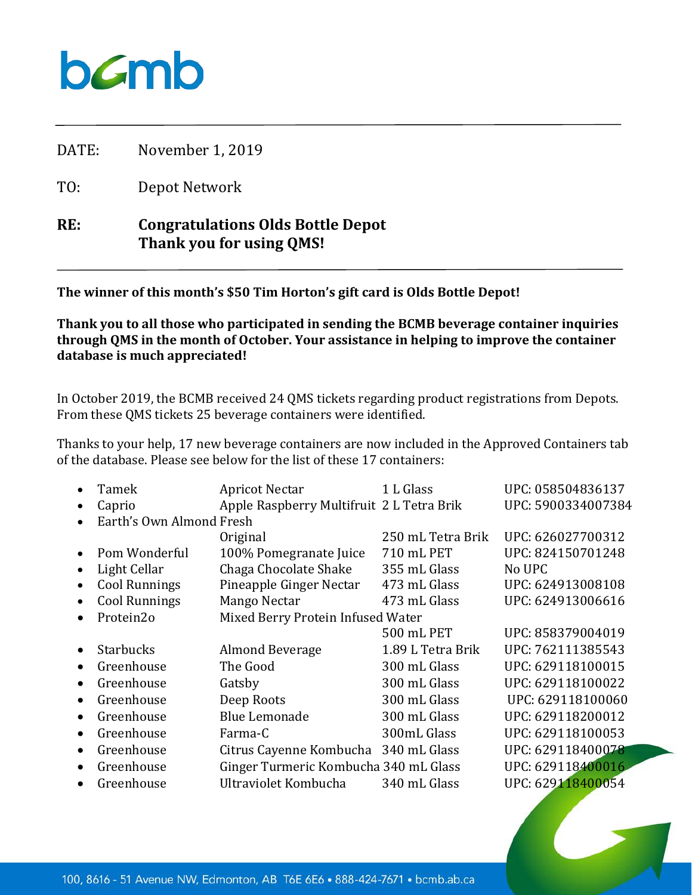bcmb

| | |
|---|---|
| DATE: | November 1, 2019 |
| TO: | Depot Network |
| **RE:** | **Congratulations Olds Bottle Depot**<br>**Thank you for using QMS!** |

**The winner of this month's $50 Tim Horton's gift card is Olds Bottle Depot!**

**Thank you to all those who participated in sending the BCMB beverage container inquiries through QMS in the month of October. Your assistance in helping to improve the container database is much appreciated!**

In October 2019, the BCMB received 24 QMS tickets regarding product registrations from Depots. From these QMS tickets 25 beverage containers were identified.

Thanks to your help, 17 new beverage containers are now included in the Approved Containers tab of the database. Please see below for the list of these 17 containers:

| Brand | Product | Container | UPC |
|---|---|---|---|
| Tamek | Apricot Nectar | 1 L Glass | UPC: 058504836137 |
| Caprio | Apple Raspberry Multifruit | 2 L Tetra Brik | UPC: 5900334007384 |
| Earth's Own Almond Fresh | Original | 250 mL Tetra Brik | UPC: 626027700312 |
| Pom Wonderful | 100% Pomegranate Juice | 710 mL PET | UPC: 824150701248 |
| Light Cellar | Chaga Chocolate Shake | 355 mL Glass | No UPC |
| Cool Runnings | Pineapple Ginger Nectar | 473 mL Glass | UPC: 624913008108 |
| Cool Runnings | Mango Nectar | 473 mL Glass | UPC: 624913006616 |
| Protein2o | Mixed Berry Protein Infused Water | 500 mL PET | UPC: 858379004019 |
| Starbucks | Almond Beverage | 1.89 L Tetra Brik | UPC: 762111385543 |
| Greenhouse | The Good | 300 mL Glass | UPC: 629118100015 |
| Greenhouse | Gatsby | 300 mL Glass | UPC: 629118100022 |
| Greenhouse | Deep Roots | 300 mL Glass | UPC: 629118100060 |
| Greenhouse | Blue Lemonade | 300 mL Glass | UPC: 629118200012 |
| Greenhouse | Farma-C | 300mL Glass | UPC: 629118100053 |
| Greenhouse | Citrus Cayenne Kombucha | 340 mL Glass | UPC: 629118400078 |
| Greenhouse | Ginger Turmeric Kombucha | 340 mL Glass | UPC: 629118400016 |
| Greenhouse | Ultraviolet Kombucha | 340 mL Glass | UPC: 629118400054 |

100, 8616 - 51 Avenue NW, Edmonton, AB T6E 6E6 • 888-424-7671 • bcmb.ab.ca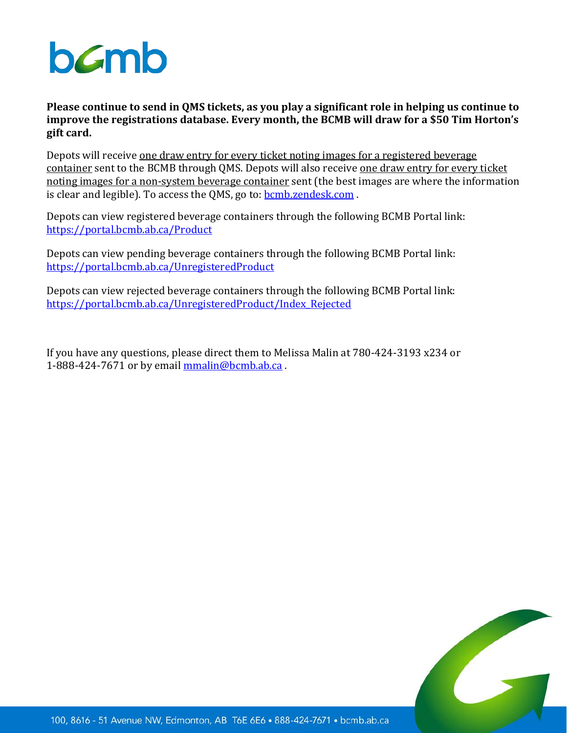**Please continue to send in QMS tickets, as you play a significant role in helping us continue to improve the registrations database. Every month, the BCMB will draw for a $50 Tim Horton's gift card.**

Depots will receive one draw entry for every ticket noting images for a registered beverage container sent to the BCMB through QMS. Depots will also receive one draw entry for every ticket noting images for a non-system beverage container sent (the best images are where the information is clear and legible). To access the QMS, go to: [bcmb.zendesk.com](bcmb.zendesk.com) .

Depots can view registered beverage containers through the following BCMB Portal link: [https://portal.bcmb.ab.ca/Product](https://portal.bcmb.ab.ca/Product)

Depots can view pending beverage containers through the following BCMB Portal link: [https://portal.bcmb.ab.ca/UnregisteredProduct](https://portal.bcmb.ab.ca/UnregisteredProduct)

Depots can view rejected beverage containers through the following BCMB Portal link: [https://portal.bcmb.ab.ca/UnregisteredProduct/Index_Rejected](https://portal.bcmb.ab.ca/UnregisteredProduct/Index_Rejected)

If you have any questions, please direct them to Melissa Malin at 780-424-3193 x234 or 1-888-424-7671 or by email [mmalin@bcmb.ab.ca](mailto:mmalin@bcmb.ab.ca) .

100, 8616 - 51 Avenue NW, Edmonton, AB T6E 6E6 • 888-424-7671 • bcmb.ab.ca